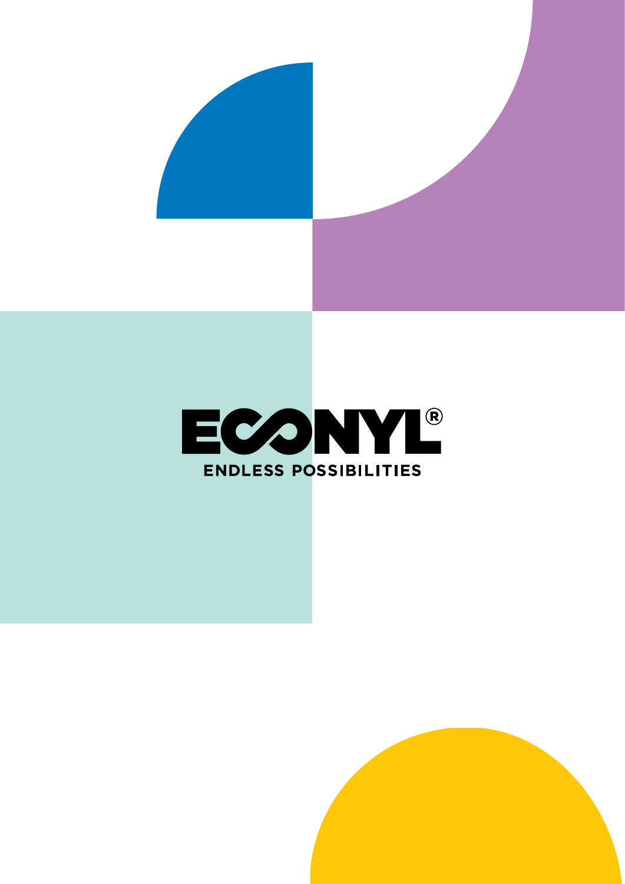# ECONYL®

ENDLESS POSSIBILITIES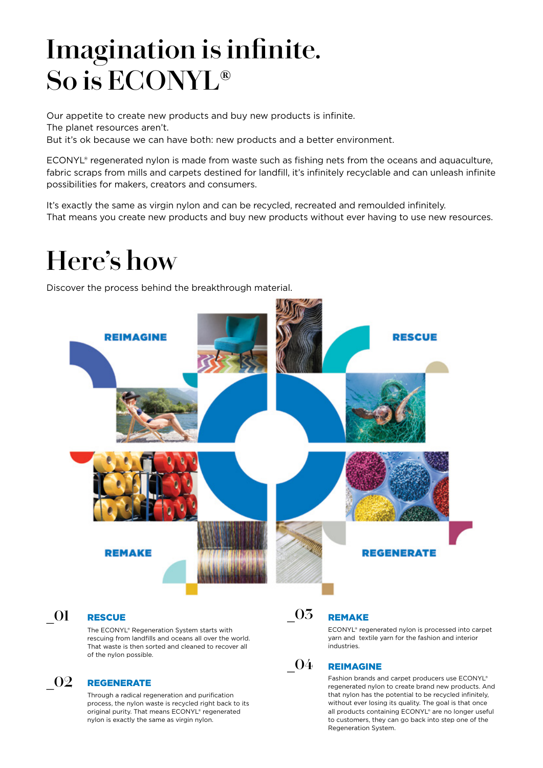# Imagination is infinite.
# So is ECONYL®

Our appetite to create new products and buy new products is infinite.
The planet resources aren't.
But it's ok because we can have both: new products and a better environment.

ECONYL® regenerated nylon is made from waste such as fishing nets from the oceans and aquaculture, fabric scraps from mills and carpets destined for landfill, it's infinitely recyclable and can unleash infinite possibilities for makers, creators and consumers.

It's exactly the same as virgin nylon and can be recycled, recreated and remoulded infinitely.
That means you create new products and buy new products without ever having to use new resources.

# Here's how

Discover the process behind the breakthrough material.

REIMAGINE

RESCUE

REMAKE

REGENERATE

## _01 RESCUE

The ECONYL® Regeneration System starts with rescuing from landfills and oceans all over the world. That waste is then sorted and cleaned to recover all of the nylon possible.

## _02 REGENERATE

Through a radical regeneration and purification process, the nylon waste is recycled right back to its original purity. That means ECONYL® regenerated nylon is exactly the same as virgin nylon.

## _03 REMAKE

ECONYL® regenerated nylon is processed into carpet yarn and textile yarn for the fashion and interior industries.

## _04 REIMAGINE

Fashion brands and carpet producers use ECONYL® regenerated nylon to create brand new products. And that nylon has the potential to be recycled infinitely, without ever losing its quality. The goal is that once all products containing ECONYL® are no longer useful to customers, they can go back into step one of the Regeneration System.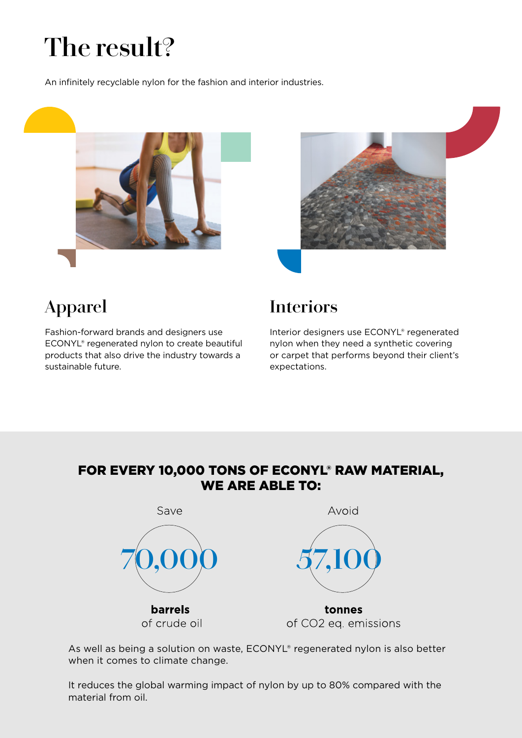# The result?

An infinitely recyclable nylon for the fashion and interior industries.

## Apparel

Fashion-forward brands and designers use ECONYL® regenerated nylon to create beautiful products that also drive the industry towards a sustainable future.

## Interiors

Interior designers use ECONYL® regenerated nylon when they need a synthetic covering or carpet that performs beyond their client's expectations.

### FOR EVERY 10,000 TONS OF ECONYL® RAW MATERIAL, WE ARE ABLE TO:

Save

70,000

**barrels**
of crude oil

Avoid

57,100

**tonnes**
of $CO_2$ eq. emissions

As well as being a solution on waste, ECONYL® regenerated nylon is also better when it comes to climate change.

It reduces the global warming impact of nylon by up to 80% compared with the material from oil.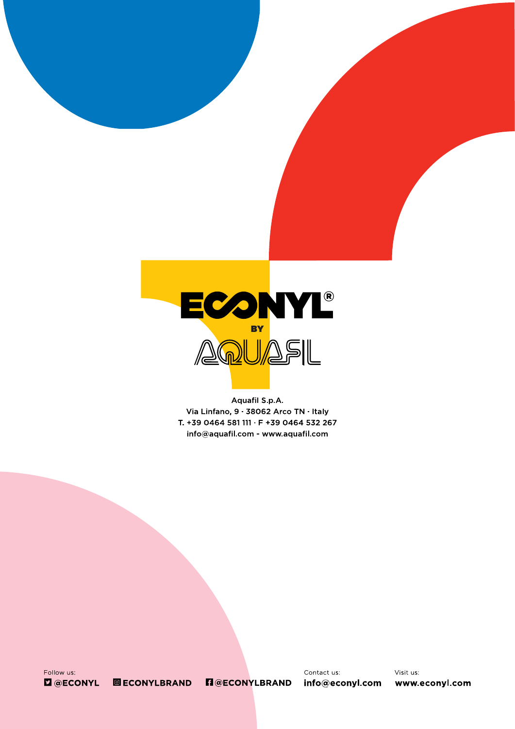ECONYL®

BY

AQUAFIL

Aquafil S.p.A.
Via Linfano, 9 · 38062 Arco TN · Italy
T. +39 0464 581 111 · F +39 0464 532 267
info@aquafil.com - www.aquafil.com

Follow us:
@ECONYL ECONYLBRAND @ECONYLBRAND

Contact us:
**info@econyl.com**

Visit us:
**www.econyl.com**